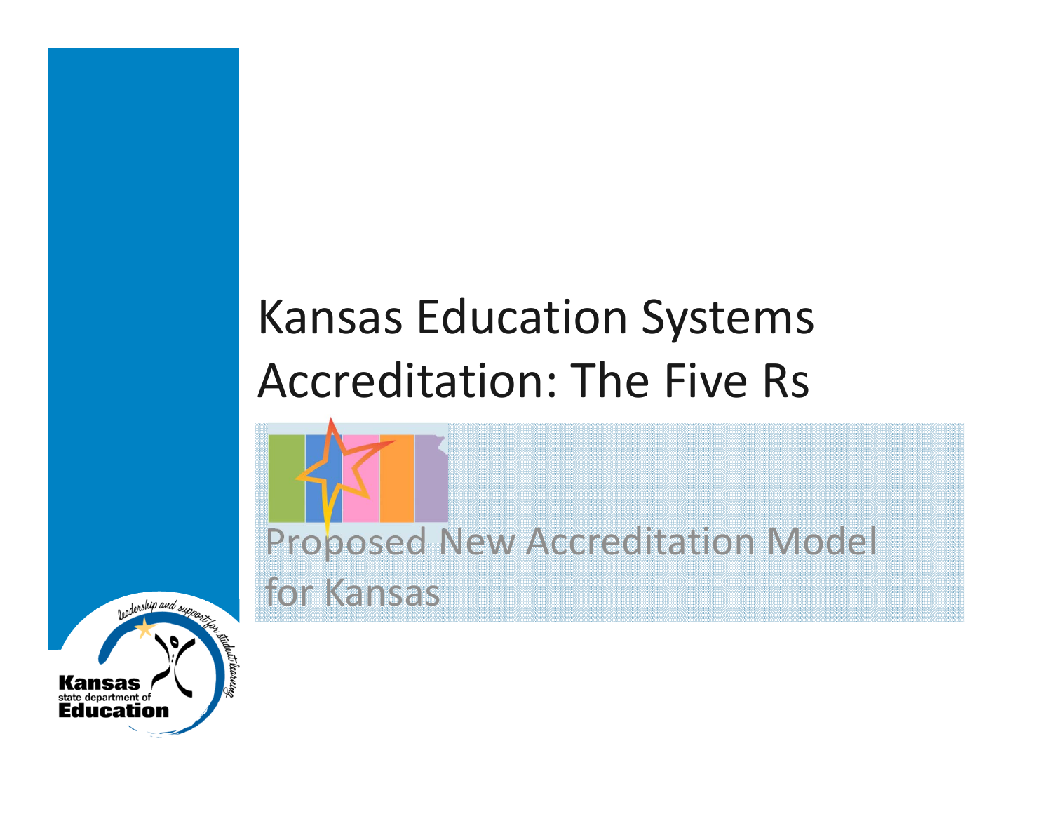# Kansas Education Systems Accreditation: The Five Rs

Proposed New Accreditation Model for Kansas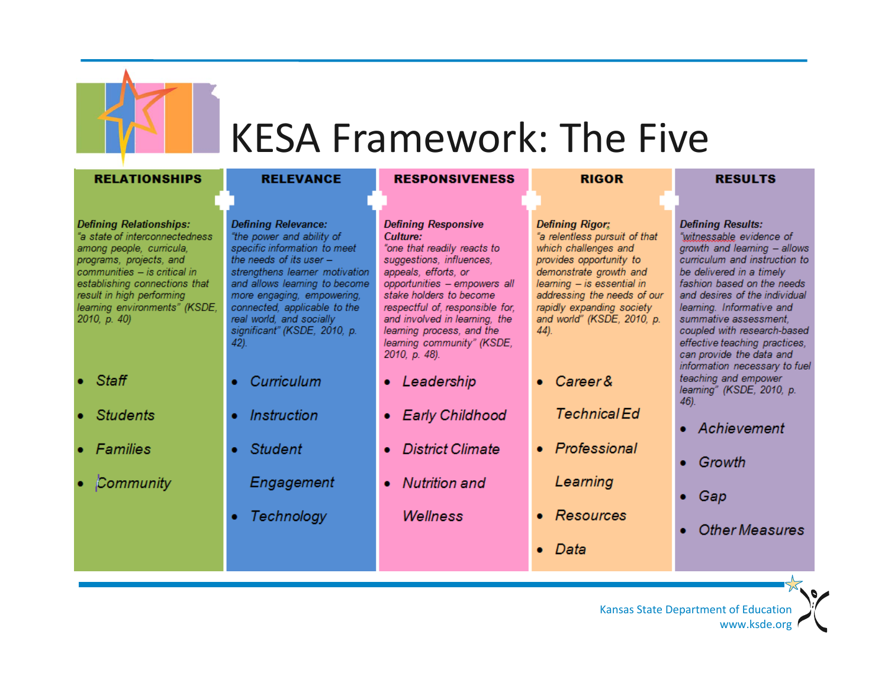# KESA Framework: The Five

| RELATIONSHIPS | RELEVANCE | RESPONSIVENESS | RIGOR | RESULTS |
|---|---|---|---|---|
| ***Defining Relationships:*** *"a state of interconnectedness among people, curricula, programs, projects, and communities – is critical in establishing connections that result in high performing learning environments" (KSDE, 2010, p. 40)* | ***Defining Relevance:*** *"the power and ability of specific information to meet the needs of its user – strengthens learner motivation and allows learning to become more engaging, empowering, connected, applicable to the real world, and socially significant" (KSDE, 2010, p. 42).* | ***Defining Responsive Culture:*** *"one that readily reacts to suggestions, influences, appeals, efforts, or opportunities – empowers all stake holders to become respectful of, responsible for, and involved in learning, the learning process, and the learning community" (KSDE, 2010, p. 48).* | ***Defining Rigor:*** *"a relentless pursuit of that which challenges and provides opportunity to demonstrate growth and learning – is essential in addressing the needs of our rapidly expanding society and world" (KSDE, 2010, p. 44).* | ***Defining Results:*** *"witnessable evidence of growth and learning – allows curriculum and instruction to be delivered in a timely fashion based on the needs and desires of the individual learning. Informative and summative assessment, coupled with research-based effective teaching practices, can provide the data and information necessary to fuel teaching and empower learning" (KSDE, 2010, p. 46).* |
| • *Staff*<br>• *Students*<br>• *Families*<br>• *Community* | • *Curriculum*<br>• *Instruction*<br>• *Student Engagement*<br>• *Technology* | • *Leadership*<br>• *Early Childhood*<br>• *District Climate*<br>• *Nutrition and Wellness* | • *Career & Technical Ed*<br>• *Professional Learning*<br>• *Resources*<br>• *Data* | • *Achievement*<br>• *Growth*<br>• *Gap*<br>• *Other Measures* |

Kansas State Department of Education
www.ksde.org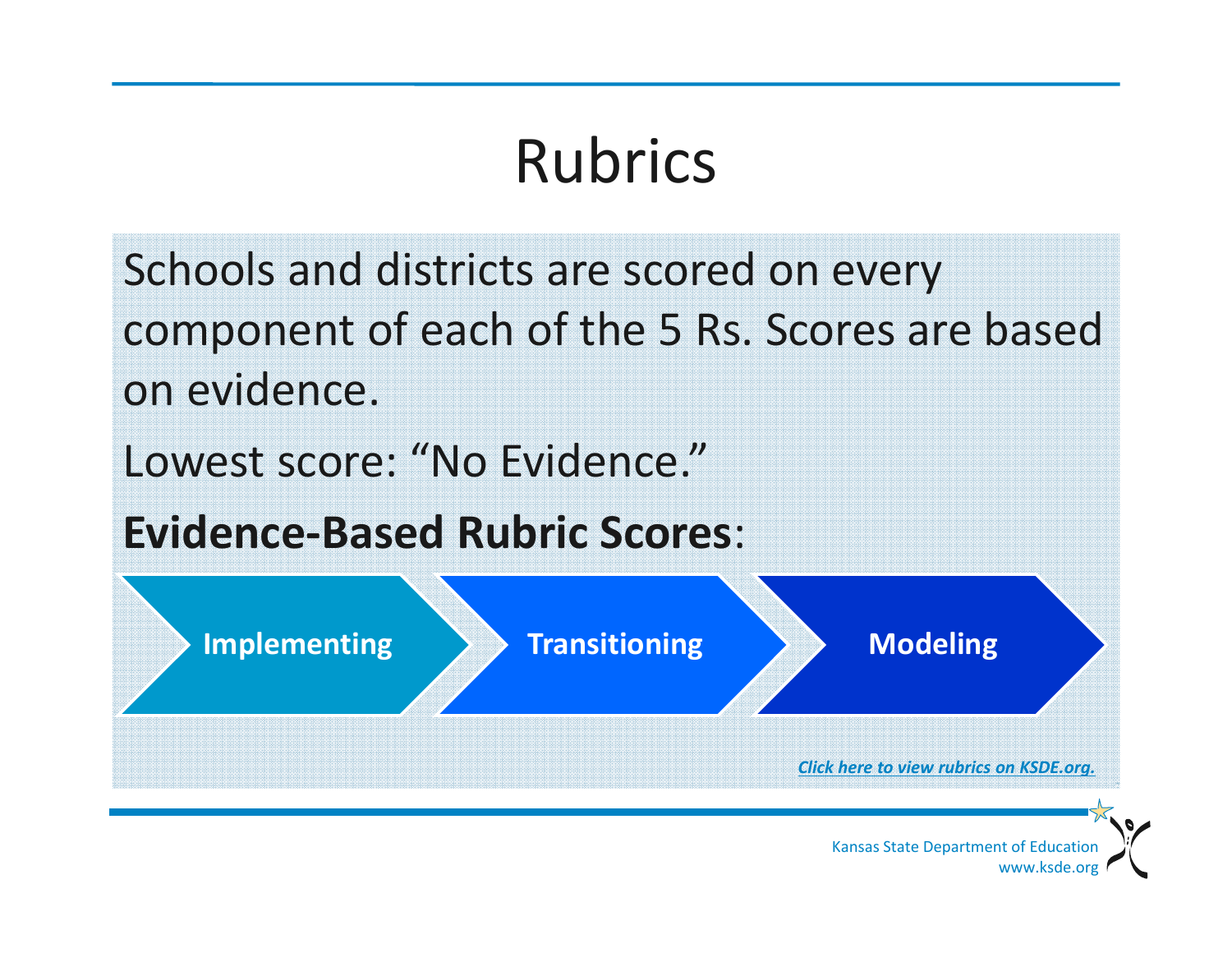# Rubrics

Schools and districts are scored on every component of each of the 5 Rs. Scores are based on evidence.

Lowest score: “No Evidence.”

**Evidence-Based Rubric Scores**:

**Implementing** → **Transitioning** → **Modeling**

*Click here to view rubrics on KSDE.org.*

Kansas State Department of Education
www.ksde.org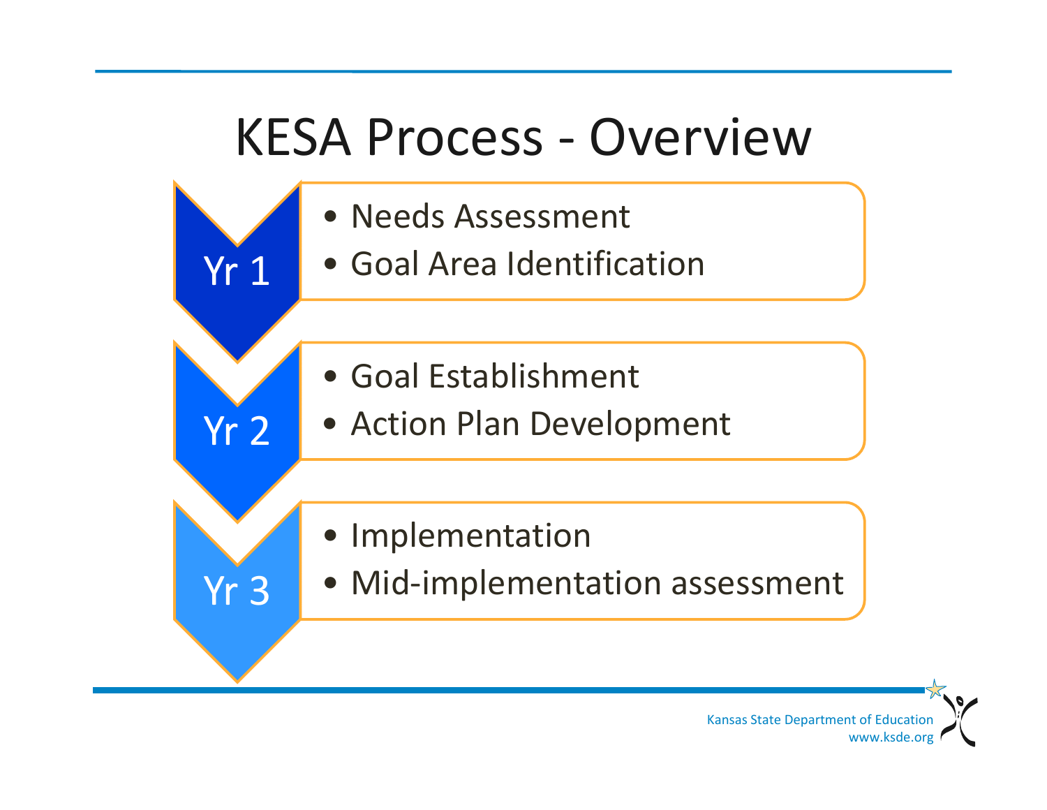# KESA Process - Overview

**Yr 1**

- Needs Assessment
- Goal Area Identification

**Yr 2**

- Goal Establishment
- Action Plan Development

**Yr 3**

- Implementation
- Mid-implementation assessment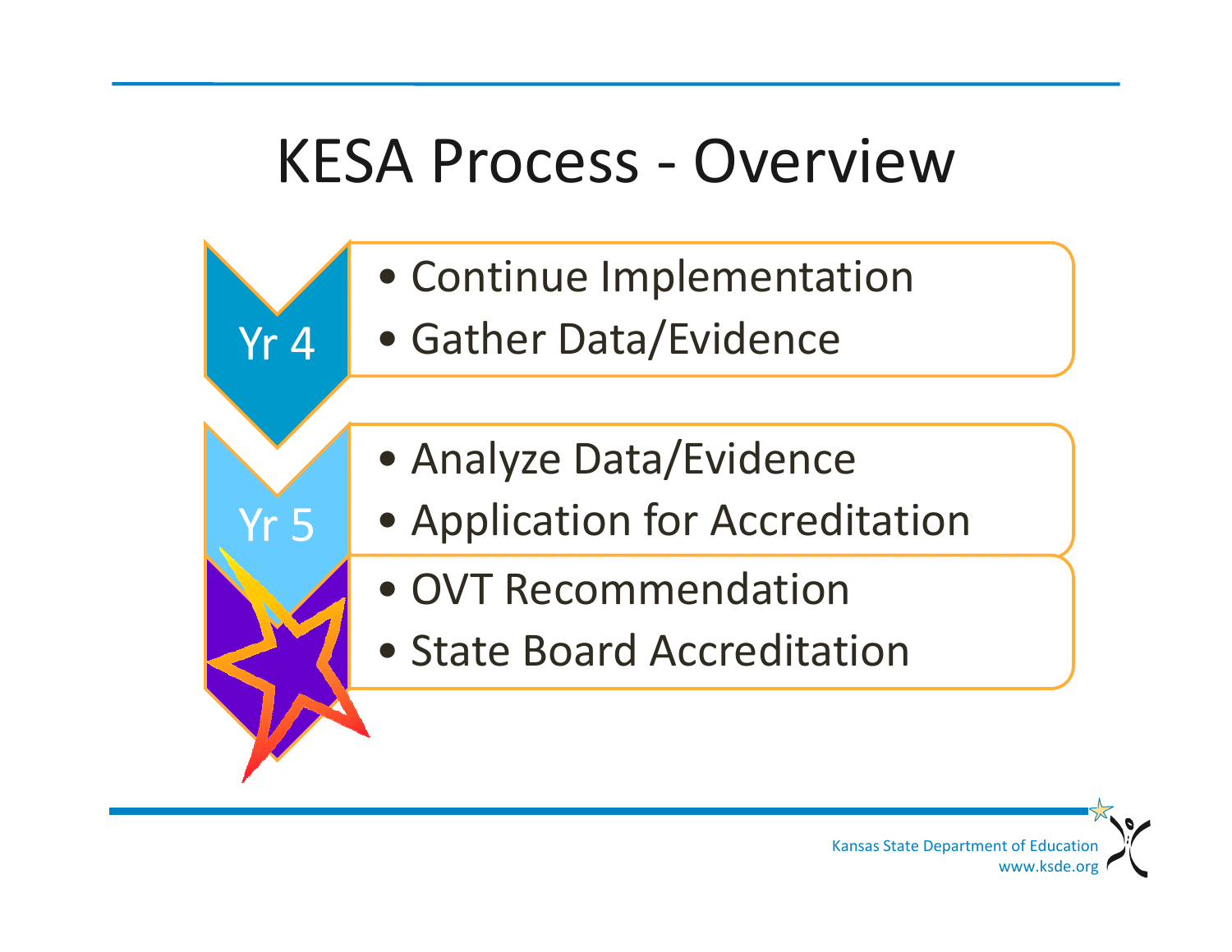# KESA Process - Overview

**Yr 4**

- Continue Implementation
- Gather Data/Evidence

**Yr 5**

- Analyze Data/Evidence
- Application for Accreditation
- OVT Recommendation
- State Board Accreditation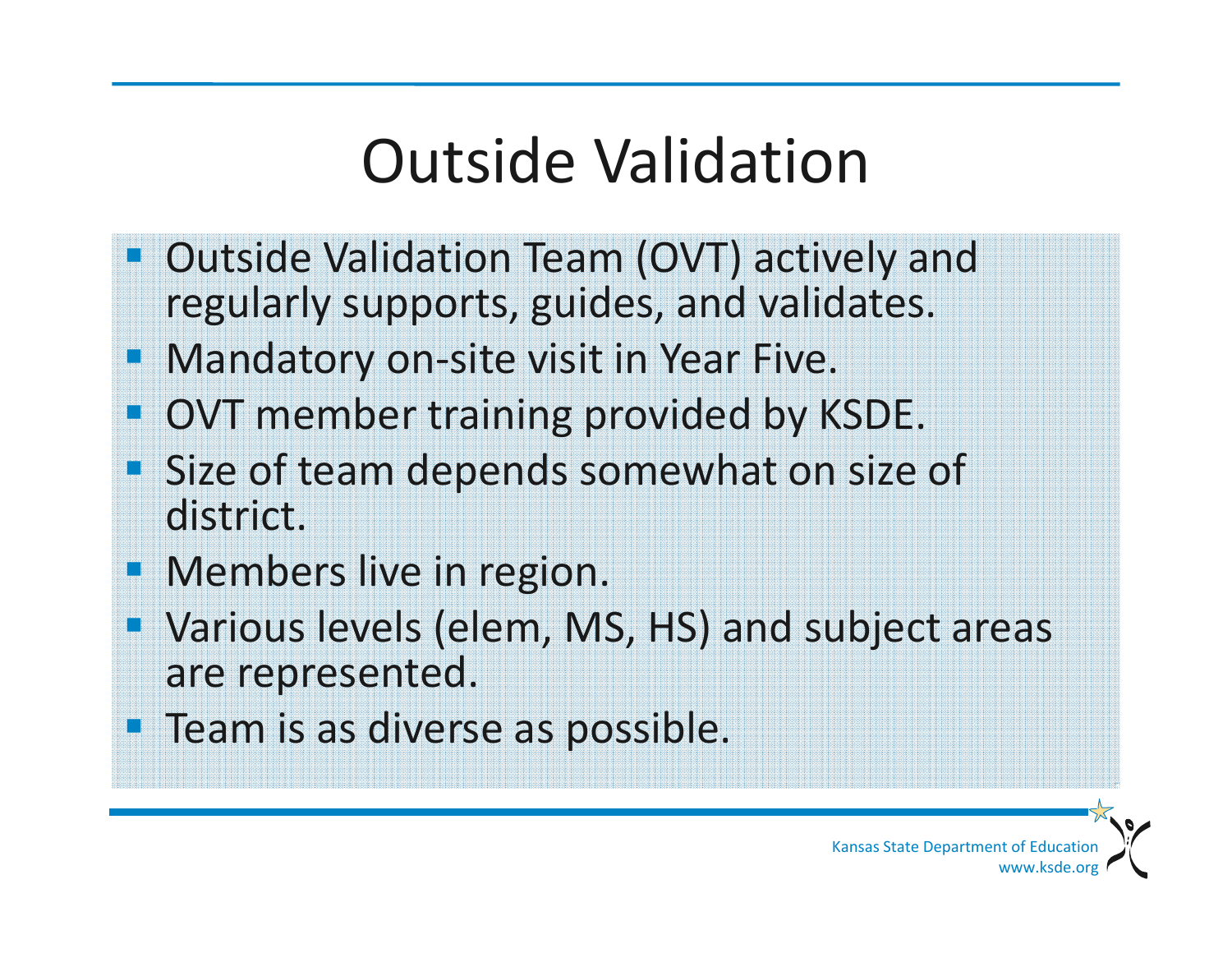# Outside Validation

- Outside Validation Team (OVT) actively and regularly supports, guides, and validates.
- Mandatory on-site visit in Year Five.
- OVT member training provided by KSDE.
- Size of team depends somewhat on size of district.
- Members live in region.
- Various levels (elem, MS, HS) and subject areas are represented.
- Team is as diverse as possible.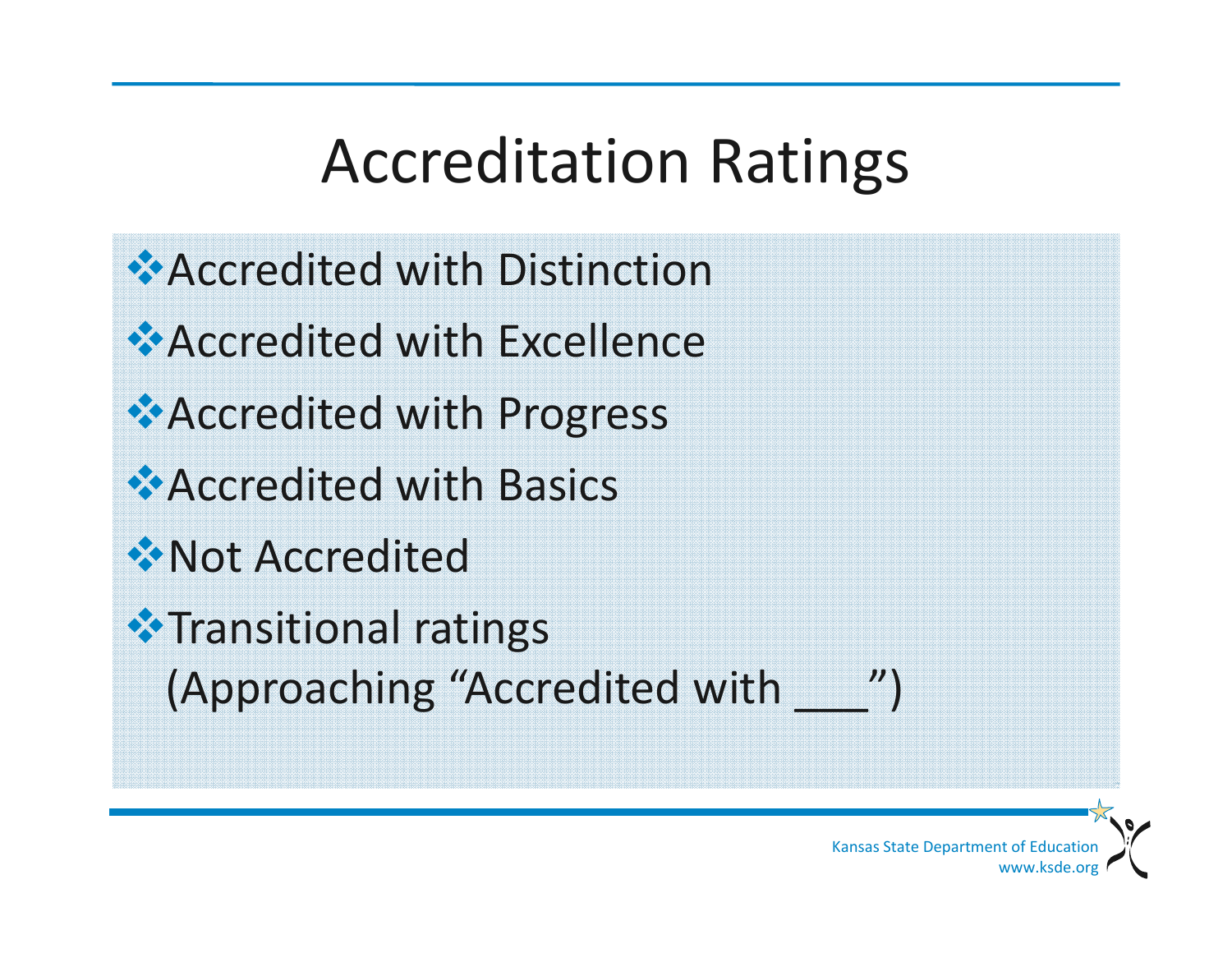# Accreditation Ratings

- Accredited with Distinction
- Accredited with Excellence
- Accredited with Progress
- Accredited with Basics
- Not Accredited
- Transitional ratings (Approaching "Accredited with ___")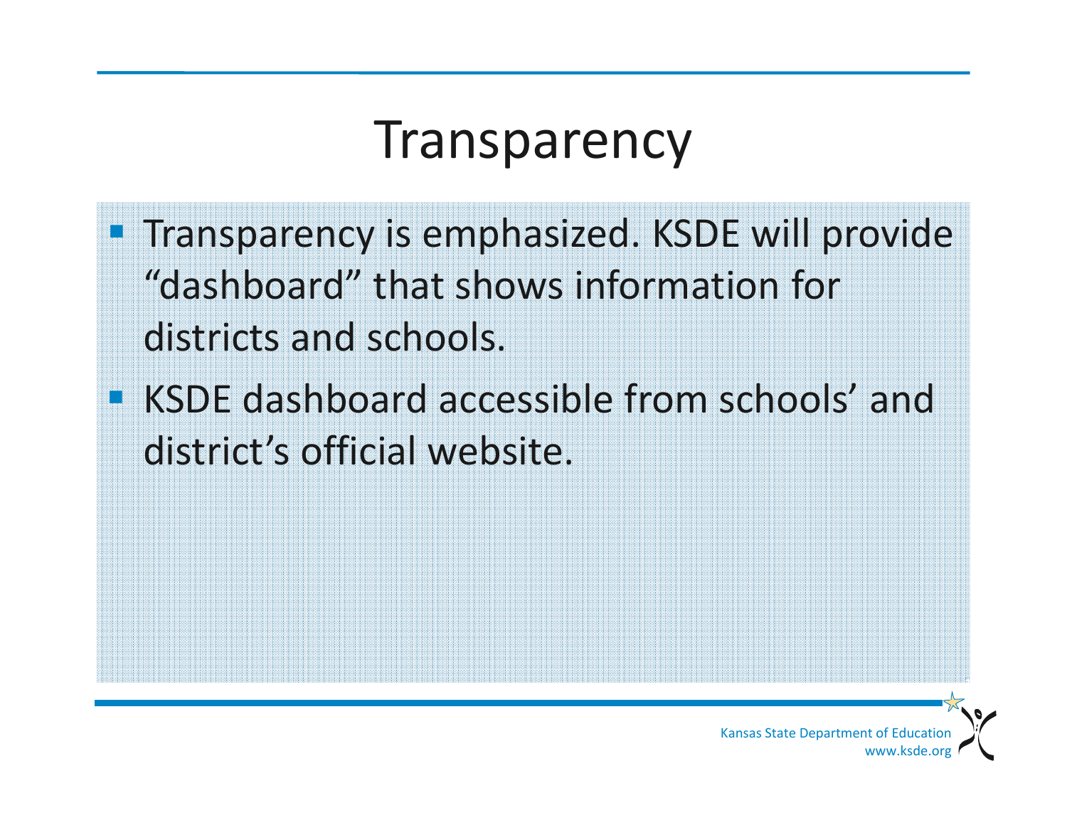# Transparency

- Transparency is emphasized. KSDE will provide "dashboard" that shows information for districts and schools.
- KSDE dashboard accessible from schools' and district's official website.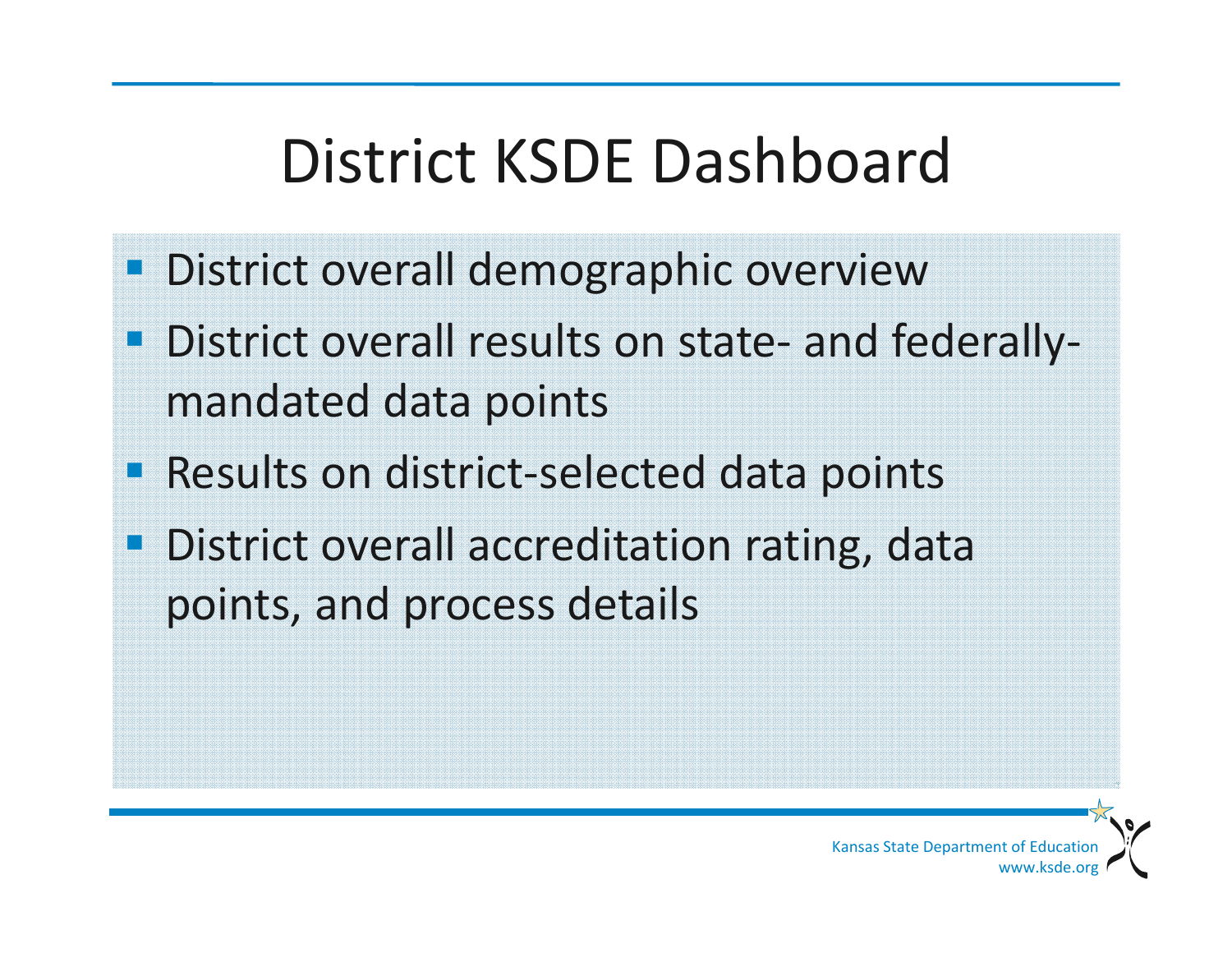# District KSDE Dashboard

- District overall demographic overview
- District overall results on state- and federally-mandated data points
- Results on district-selected data points
- District overall accreditation rating, data points, and process details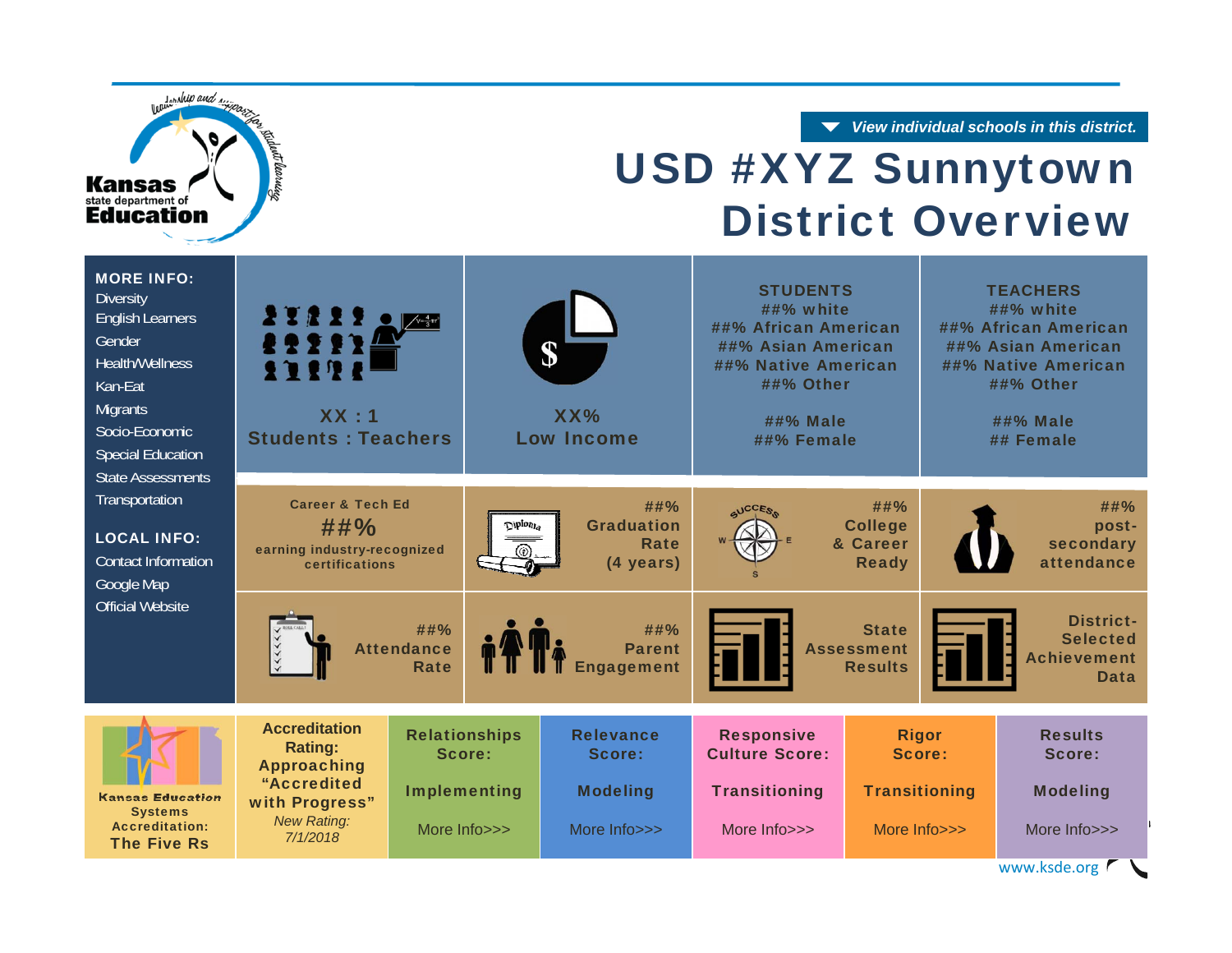Kansas state department of Education

▼ *View individual schools in this district.*

# USD #XYZ Sunnytown District Overview

**MORE INFO:**
- Diversity
- English Learners
- Gender
- Health/Wellness
- Kan-Eat
- Migrants
- Socio-Economic
- Special Education
- State Assessments
- Transportation

**LOCAL INFO:**
- Contact Information
- Google Map
- Official Website

| XX : 1 Students : Teachers | XX% Low Income | STUDENTS | TEACHERS |
|---|---|---|---|
| | | ##% white<br>##% African American<br>##% Asian American<br>##% Native American<br>##% Other<br><br>##% Male<br>##% Female | ##% white<br>##% African American<br>##% Asian American<br>##% Native American<br>##% Other<br><br>##% Male<br>## Female |

| | | | |
|---|---|---|---|
| Career & Tech Ed<br>##%<br>earning industry-recognized certifications | ##%<br>Graduation Rate<br>(4 years) | ##%<br>College & Career Ready | ##%<br>post-secondary attendance |
| ##%<br>Attendance Rate | ##%<br>Parent Engagement | State Assessment Results | District-Selected Achievement Data |

| Kansas Education Systems Accreditation: The Five Rs | Accreditation Rating: Approaching "Accredited with Progress" *New Rating: 7/1/2018* | Relationships Score: | Relevance Score: | Responsive Culture Score: | Rigor Score: | Results Score: |
|---|---|---|---|---|---|---|
| | | Implementing | Modeling | Transitioning | Transitioning | Modeling |
| | | More Info>>> | More Info>>> | More Info>>> | More Info>>> | More Info>>> |

www.ksde.org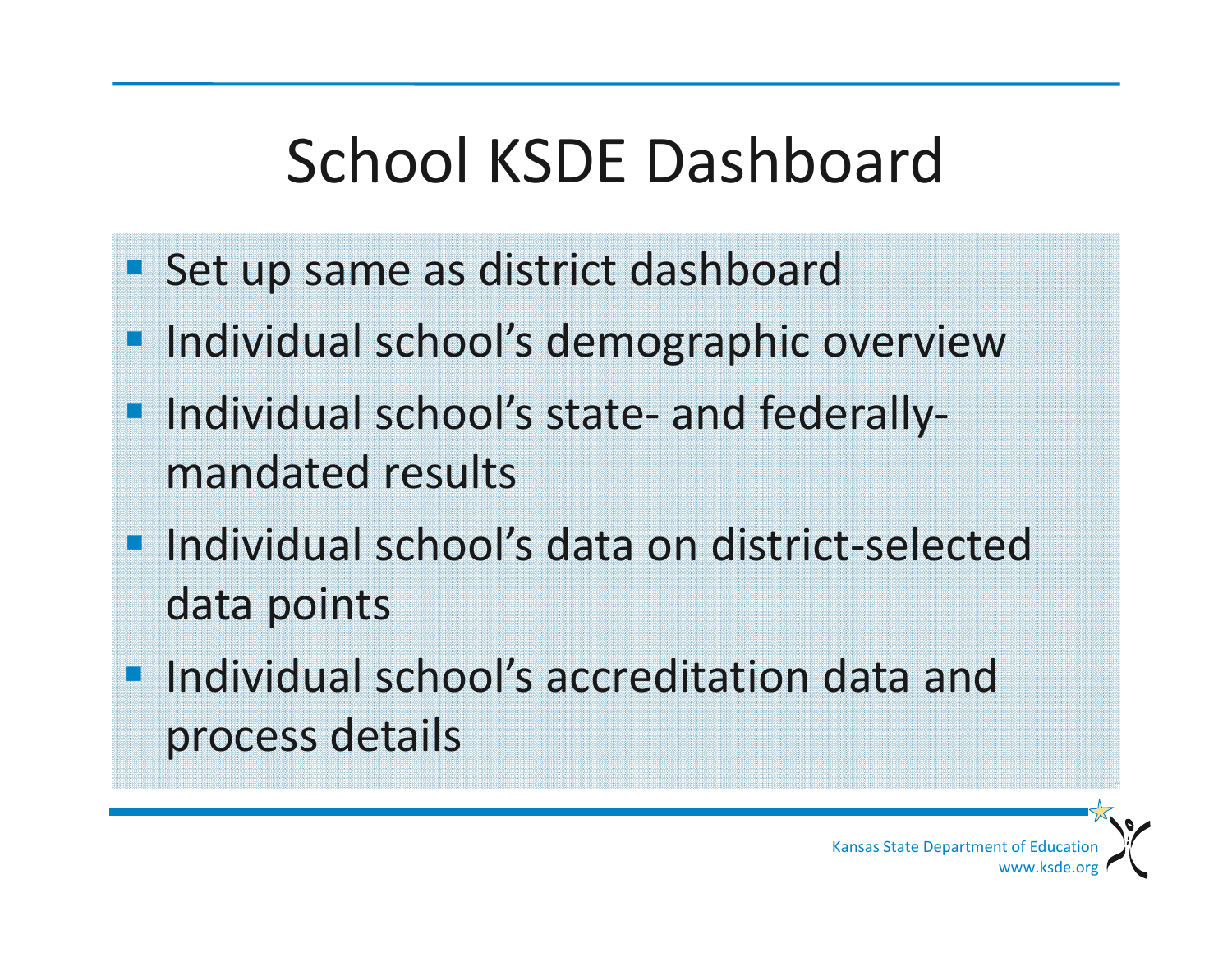# School KSDE Dashboard

- Set up same as district dashboard
- Individual school's demographic overview
- Individual school's state- and federally-mandated results
- Individual school's data on district-selected data points
- Individual school's accreditation data and process details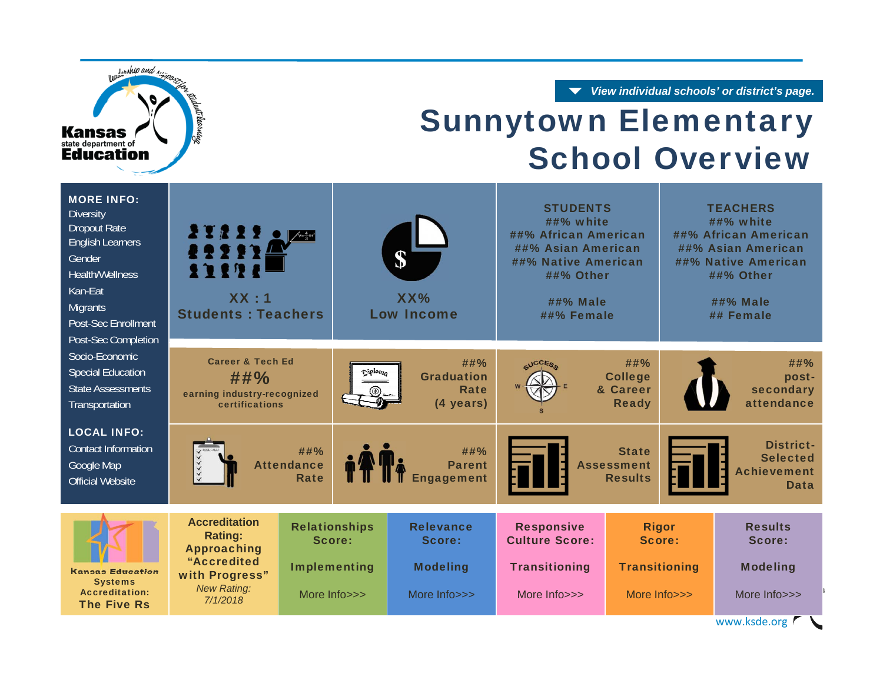Kansas state department of Education

View individual schools' or district's page.

# Sunnytown Elementary School Overview

**MORE INFO:**
- Diversity
- Dropout Rate
- English Learners
- Gender
- Health/Wellness
- Kan-Eat
- Migrants
- Post-Sec Enrollment
- Post-Sec Completion
- Socio-Economic
- Special Education
- State Assessments
- Transportation

**LOCAL INFO:**
- Contact Information
- Google Map
- Official Website

| | | | |
|---|---|---|---|
| XX : 1 Students : Teachers | XX% Low Income | STUDENTS ##% white ##% African American ##% Asian American ##% Native American ##% Other ##% Male ##% Female | TEACHERS ##% white ##% African American ##% Asian American ##% Native American ##% Other ##% Male ## Female |
| Career & Tech Ed ##% earning industry-recognized certifications | ##% Graduation Rate (4 years) | ##% College & Career Ready | ##% post-secondary attendance |
| ##% Attendance Rate | ##% Parent Engagement | State Assessment Results | District-Selected Achievement Data |

| Kansas Education Systems Accreditation: The Five Rs | Accreditation Rating: Approaching "Accredited with Progress" *New Rating: 7/1/2018* | Relationships Score: Implementing More Info>>> | Relevance Score: Modeling More Info>>> | Responsive Culture Score: Transitioning More Info>>> | Rigor Score: Transitioning More Info>>> | Results Score: Modeling More Info>>> |
|---|---|---|---|---|---|---|

www.ksde.org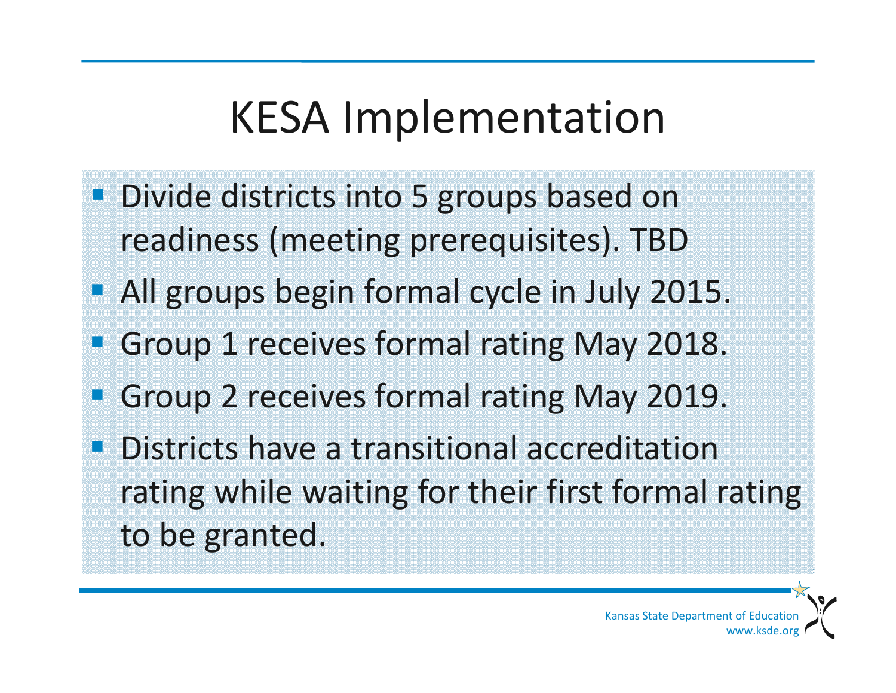# KESA Implementation

- Divide districts into 5 groups based on readiness (meeting prerequisites). TBD
- All groups begin formal cycle in July 2015.
- Group 1 receives formal rating May 2018.
- Group 2 receives formal rating May 2019.
- Districts have a transitional accreditation rating while waiting for their first formal rating to be granted.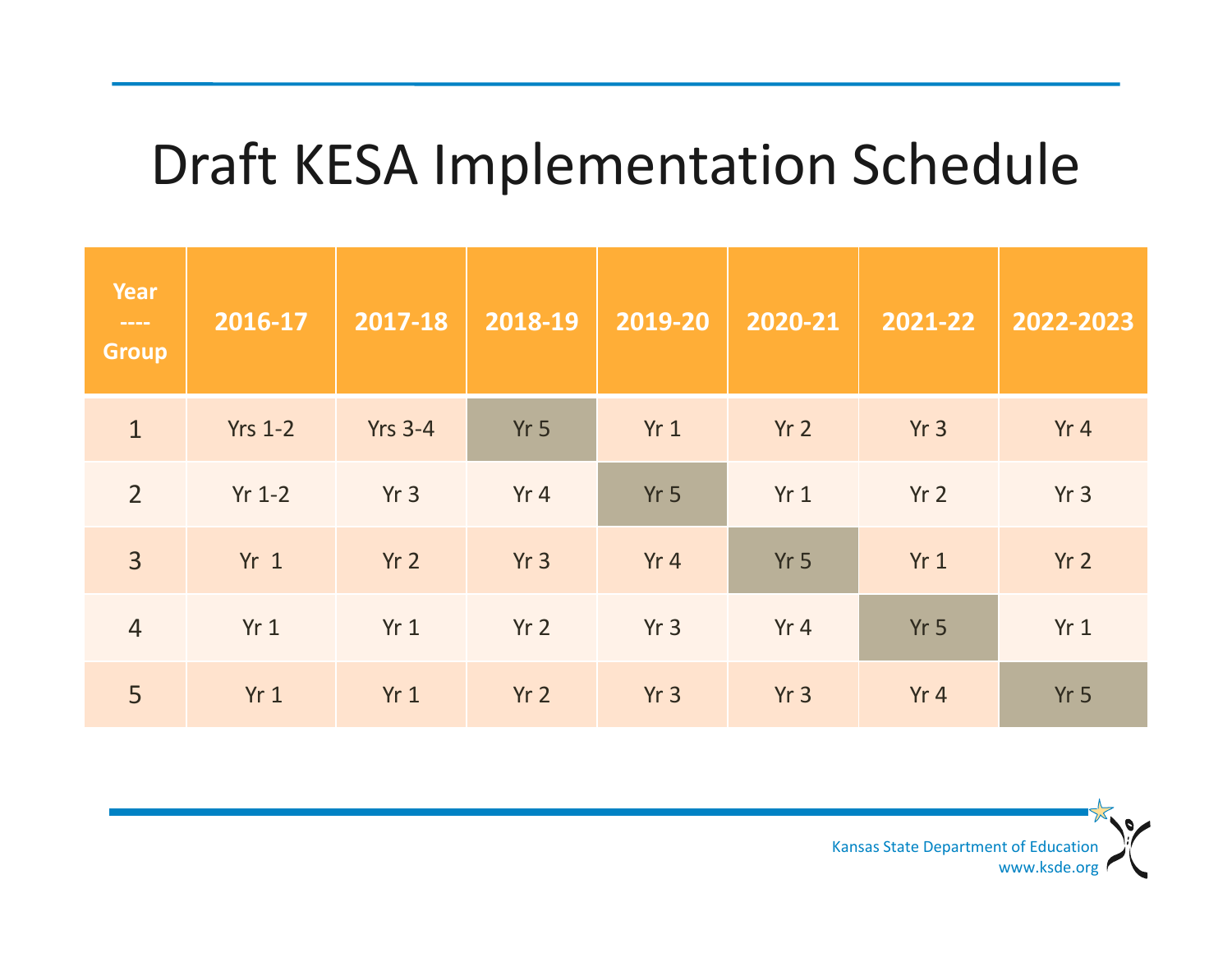# Draft KESA Implementation Schedule

| Year ---- Group | 2016-17 | 2017-18 | 2018-19 | 2019-20 | 2020-21 | 2021-22 | 2022-2023 |
|---|---|---|---|---|---|---|---|
| 1 | Yrs 1-2 | Yrs 3-4 | Yr 5 | Yr 1 | Yr 2 | Yr 3 | Yr 4 |
| 2 | Yr 1-2 | Yr 3 | Yr 4 | Yr 5 | Yr 1 | Yr 2 | Yr 3 |
| 3 | Yr 1 | Yr 2 | Yr 3 | Yr 4 | Yr 5 | Yr 1 | Yr 2 |
| 4 | Yr 1 | Yr 1 | Yr 2 | Yr 3 | Yr 4 | Yr 5 | Yr 1 |
| 5 | Yr 1 | Yr 1 | Yr 2 | Yr 3 | Yr 3 | Yr 4 | Yr 5 |

Kansas State Department of Education
www.ksde.org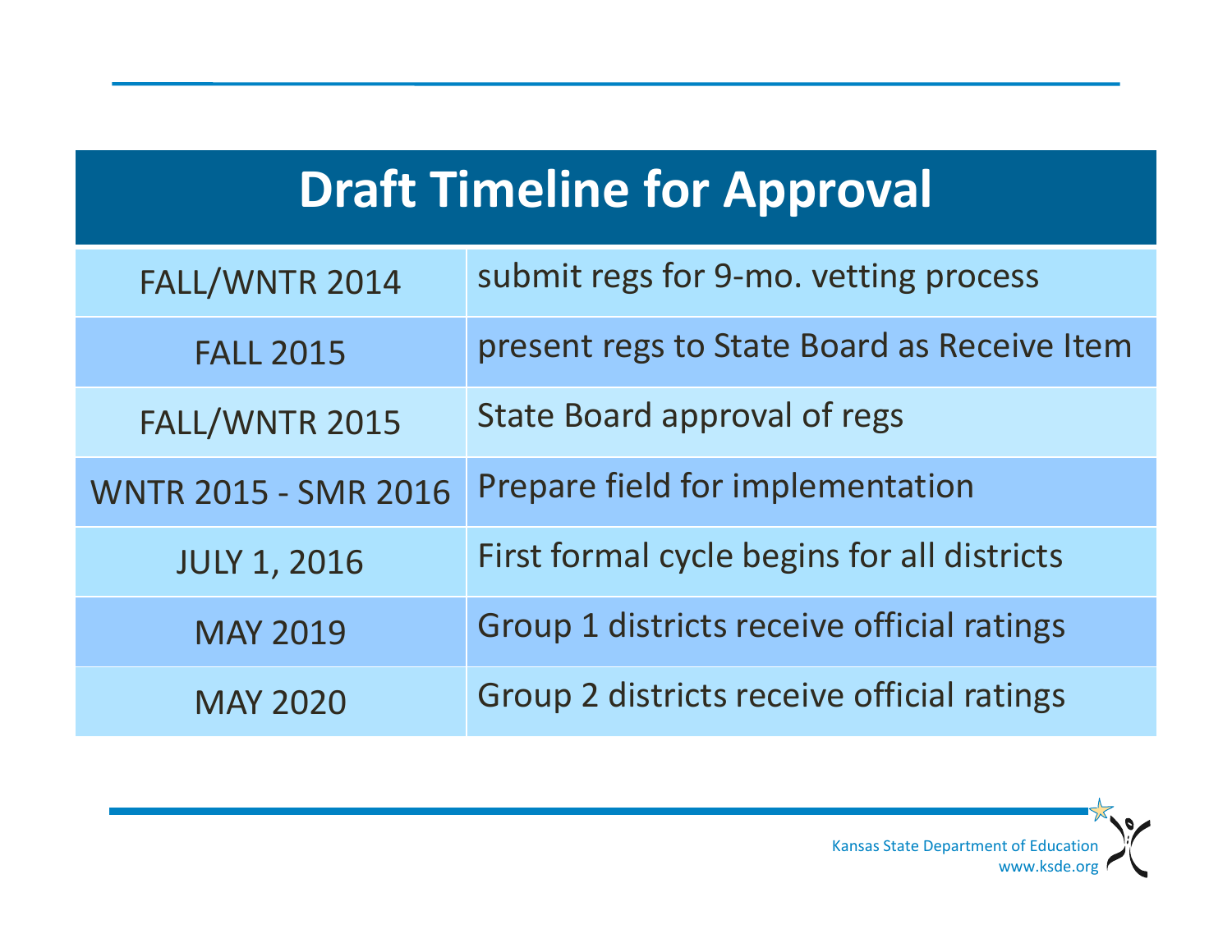# Draft Timeline for Approval

| | |
|---|---|
| FALL/WNTR 2014 | submit regs for 9-mo. vetting process |
| FALL 2015 | present regs to State Board as Receive Item |
| FALL/WNTR 2015 | State Board approval of regs |
| WNTR 2015 - SMR 2016 | Prepare field for implementation |
| JULY 1, 2016 | First formal cycle begins for all districts |
| MAY 2019 | Group 1 districts receive official ratings |
| MAY 2020 | Group 2 districts receive official ratings |

Kansas State Department of Education
www.ksde.org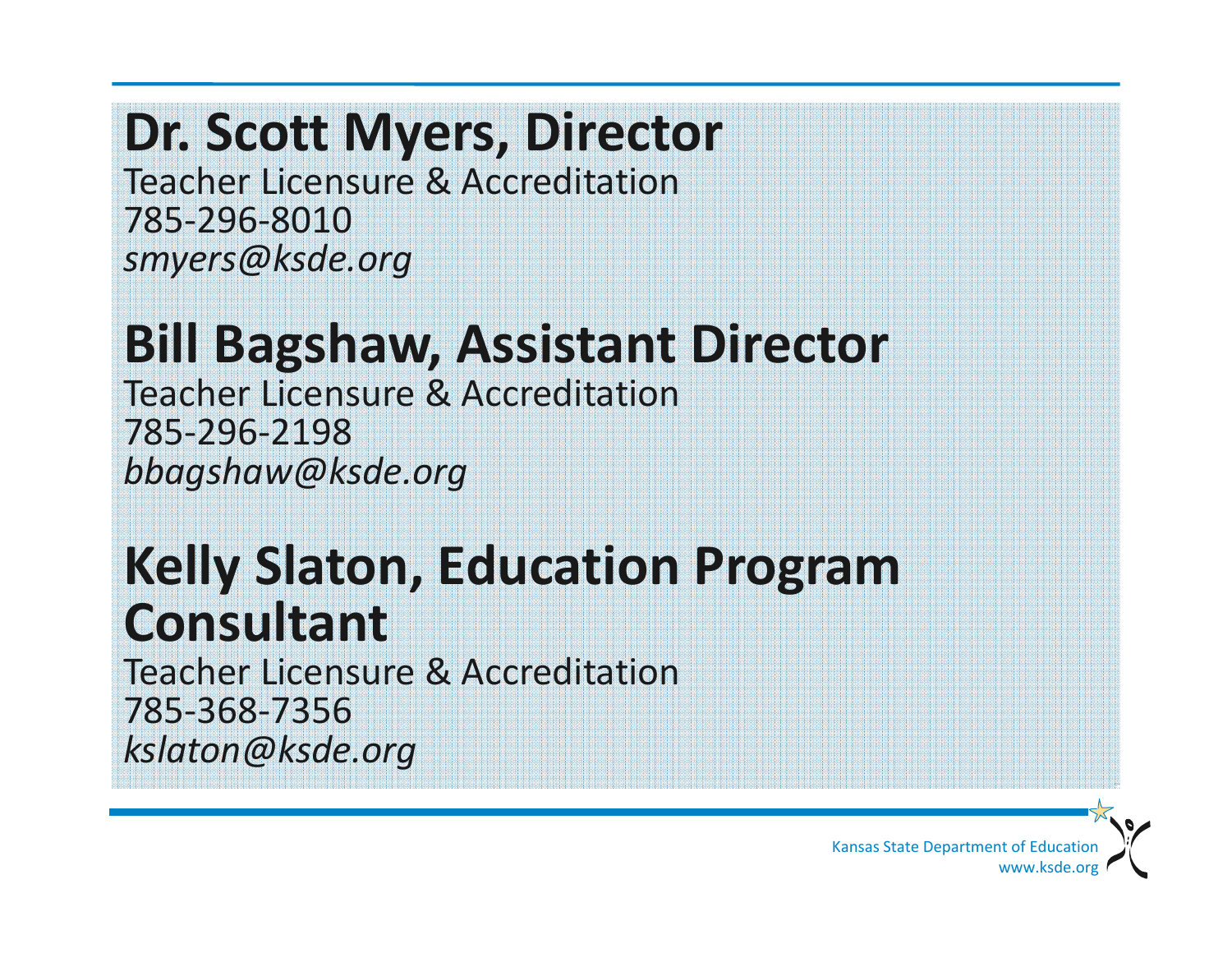## Dr. Scott Myers, Director

Teacher Licensure & Accreditation
785-296-8010
*smyers@ksde.org*

## Bill Bagshaw, Assistant Director

Teacher Licensure & Accreditation
785-296-2198
*bbagshaw@ksde.org*

## Kelly Slaton, Education Program Consultant

Teacher Licensure & Accreditation
785-368-7356
*kslaton@ksde.org*